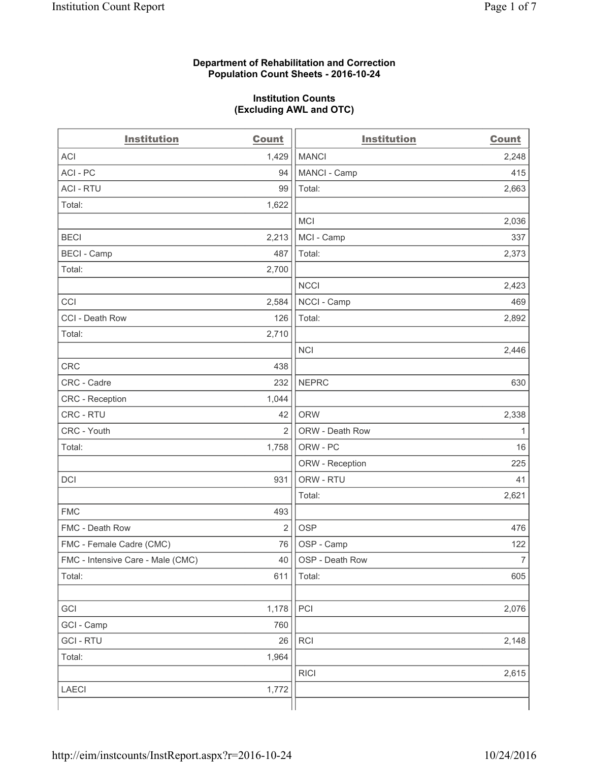**Department of Rehabilitation and Correction**
**Population Count Sheets - 2016-10-24**

**Institution Counts**
**(Excluding AWL and OTC)**

| Institution | Count | Institution | Count |
|---|---|---|---|
| ACI | 1,429 | MANCI | 2,248 |
| ACI - PC | 94 | MANCI - Camp | 415 |
| ACI - RTU | 99 | Total: | 2,663 |
| Total: | 1,622 | | |
| | | MCI | 2,036 |
| BECI | 2,213 | MCI - Camp | 337 |
| BECI - Camp | 487 | Total: | 2,373 |
| Total: | 2,700 | | |
| | | NCCI | 2,423 |
| CCI | 2,584 | NCCI - Camp | 469 |
| CCI - Death Row | 126 | Total: | 2,892 |
| Total: | 2,710 | | |
| | | NCI | 2,446 |
| CRC | 438 | | |
| CRC - Cadre | 232 | NEPRC | 630 |
| CRC - Reception | 1,044 | | |
| CRC - RTU | 42 | ORW | 2,338 |
| CRC - Youth | 2 | ORW - Death Row | 1 |
| Total: | 1,758 | ORW - PC | 16 |
| | | ORW - Reception | 225 |
| DCI | 931 | ORW - RTU | 41 |
| | | Total: | 2,621 |
| FMC | 493 | | |
| FMC - Death Row | 2 | OSP | 476 |
| FMC - Female Cadre (CMC) | 76 | OSP - Camp | 122 |
| FMC - Intensive Care - Male (CMC) | 40 | OSP - Death Row | 7 |
| Total: | 611 | Total: | 605 |
| | | | |
| GCI | 1,178 | PCI | 2,076 |
| GCI - Camp | 760 | | |
| GCI - RTU | 26 | RCI | 2,148 |
| Total: | 1,964 | | |
| | | RICI | 2,615 |
| LAECI | 1,772 | | |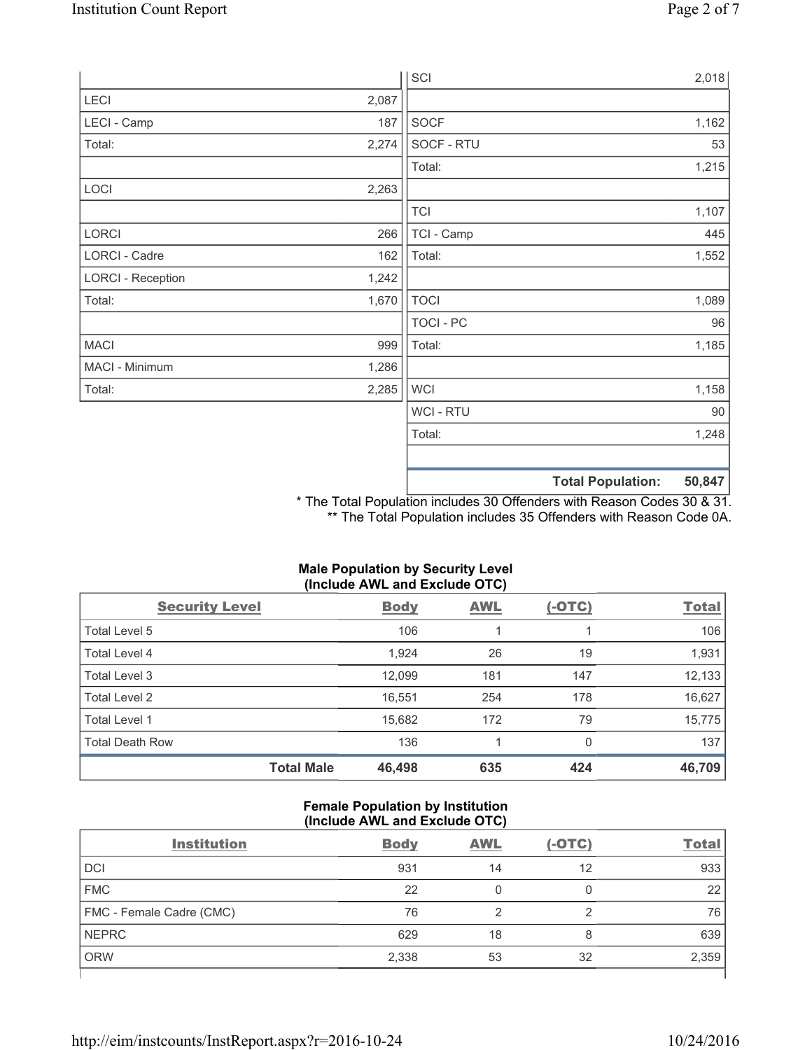| | | | |
|---|---|---|---|
| | | SCI | 2,018 |
| LECI | 2,087 | | |
| LECI - Camp | 187 | SOCF | 1,162 |
| Total: | 2,274 | SOCF - RTU | 53 |
| | | Total: | 1,215 |
| LOCI | 2,263 | | |
| | | TCI | 1,107 |
| LORCI | 266 | TCI - Camp | 445 |
| LORCI - Cadre | 162 | Total: | 1,552 |
| LORCI - Reception | 1,242 | | |
| Total: | 1,670 | TOCI | 1,089 |
| | | TOCI - PC | 96 |
| MACI | 999 | Total: | 1,185 |
| MACI - Minimum | 1,286 | | |
| Total: | 2,285 | WCI | 1,158 |
| | | WCI - RTU | 90 |
| | | Total: | 1,248 |
| | | | |
| | | **Total Population:** | **50,847** |

\* The Total Population includes 30 Offenders with Reason Codes 30 & 31.
\*\* The Total Population includes 35 Offenders with Reason Code 0A.

**Male Population by Security Level (Include AWL and Exclude OTC)**

| Security Level | Body | AWL | (-OTC) | Total |
|---|---|---|---|---|
| Total Level 5 | 106 | 1 | 1 | 106 |
| Total Level 4 | 1,924 | 26 | 19 | 1,931 |
| Total Level 3 | 12,099 | 181 | 147 | 12,133 |
| Total Level 2 | 16,551 | 254 | 178 | 16,627 |
| Total Level 1 | 15,682 | 172 | 79 | 15,775 |
| Total Death Row | 136 | 1 | 0 | 137 |
| **Total Male** | **46,498** | **635** | **424** | **46,709** |

**Female Population by Institution (Include AWL and Exclude OTC)**

| Institution | Body | AWL | (-OTC) | Total |
|---|---|---|---|---|
| DCI | 931 | 14 | 12 | 933 |
| FMC | 22 | 0 | 0 | 22 |
| FMC - Female Cadre (CMC) | 76 | 2 | 2 | 76 |
| NEPRC | 629 | 18 | 8 | 639 |
| ORW | 2,338 | 53 | 32 | 2,359 |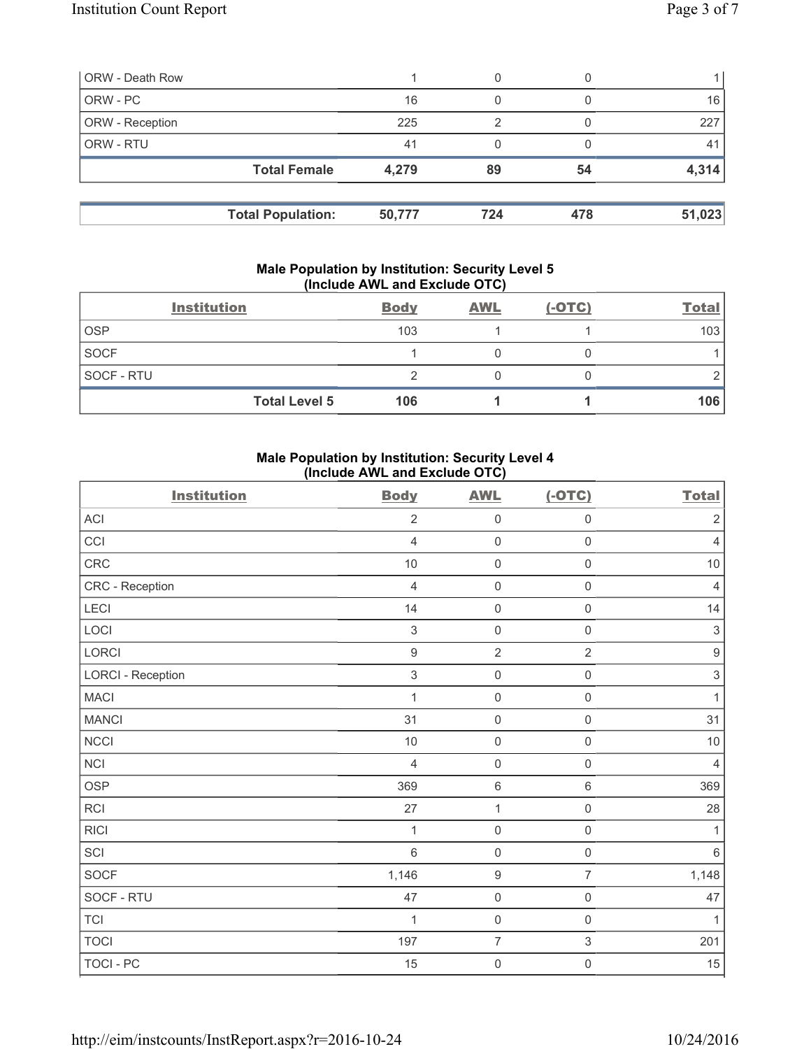| | | | | |
|---|---|---|---|---|
| ORW - Death Row | 1 | 0 | 0 | 1 |
| ORW - PC | 16 | 0 | 0 | 16 |
| ORW - Reception | 225 | 2 | 0 | 227 |
| ORW - RTU | 41 | 0 | 0 | 41 |
| **Total Female** | **4,279** | **89** | **54** | **4,314** |

| | | | | |
|---|---|---|---|---|
| **Total Population:** | **50,777** | **724** | **478** | **51,023** |

### Male Population by Institution: Security Level 5 (Include AWL and Exclude OTC)

| Institution | Body | AWL | (-OTC) | Total |
|---|---|---|---|---|
| OSP | 103 | 1 | 1 | 103 |
| SOCF | 1 | 0 | 0 | 1 |
| SOCF - RTU | 2 | 0 | 0 | 2 |
| **Total Level 5** | **106** | **1** | **1** | **106** |

### Male Population by Institution: Security Level 4 (Include AWL and Exclude OTC)

| Institution | Body | AWL | (-OTC) | Total |
|---|---|---|---|---|
| ACI | 2 | 0 | 0 | 2 |
| CCI | 4 | 0 | 0 | 4 |
| CRC | 10 | 0 | 0 | 10 |
| CRC - Reception | 4 | 0 | 0 | 4 |
| LECI | 14 | 0 | 0 | 14 |
| LOCI | 3 | 0 | 0 | 3 |
| LORCI | 9 | 2 | 2 | 9 |
| LORCI - Reception | 3 | 0 | 0 | 3 |
| MACI | 1 | 0 | 0 | 1 |
| MANCI | 31 | 0 | 0 | 31 |
| NCCI | 10 | 0 | 0 | 10 |
| NCI | 4 | 0 | 0 | 4 |
| OSP | 369 | 6 | 6 | 369 |
| RCI | 27 | 1 | 0 | 28 |
| RICI | 1 | 0 | 0 | 1 |
| SCI | 6 | 0 | 0 | 6 |
| SOCF | 1,146 | 9 | 7 | 1,148 |
| SOCF - RTU | 47 | 0 | 0 | 47 |
| TCI | 1 | 0 | 0 | 1 |
| TOCI | 197 | 7 | 3 | 201 |
| TOCI - PC | 15 | 0 | 0 | 15 |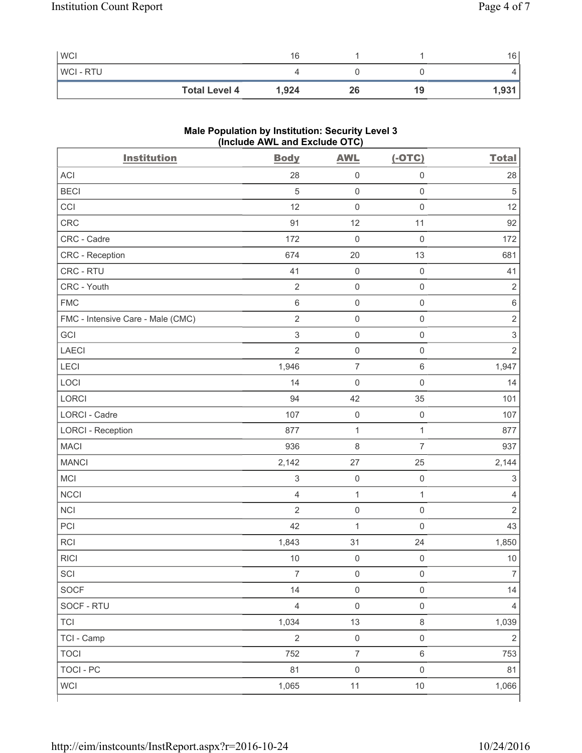| WCI | 16 | 1 | 1 | 16 |
|---|---|---|---|---|
| WCI - RTU | 4 | 0 | 0 | 4 |
| **Total Level 4** | **1,924** | **26** | **19** | **1,931** |

### Male Population by Institution: Security Level 3 (Include AWL and Exclude OTC)

| Institution | Body | AWL | (-OTC) | Total |
|---|---|---|---|---|
| ACI | 28 | 0 | 0 | 28 |
| BECI | 5 | 0 | 0 | 5 |
| CCI | 12 | 0 | 0 | 12 |
| CRC | 91 | 12 | 11 | 92 |
| CRC - Cadre | 172 | 0 | 0 | 172 |
| CRC - Reception | 674 | 20 | 13 | 681 |
| CRC - RTU | 41 | 0 | 0 | 41 |
| CRC - Youth | 2 | 0 | 0 | 2 |
| FMC | 6 | 0 | 0 | 6 |
| FMC - Intensive Care - Male (CMC) | 2 | 0 | 0 | 2 |
| GCI | 3 | 0 | 0 | 3 |
| LAECI | 2 | 0 | 0 | 2 |
| LECI | 1,946 | 7 | 6 | 1,947 |
| LOCI | 14 | 0 | 0 | 14 |
| LORCI | 94 | 42 | 35 | 101 |
| LORCI - Cadre | 107 | 0 | 0 | 107 |
| LORCI - Reception | 877 | 1 | 1 | 877 |
| MACI | 936 | 8 | 7 | 937 |
| MANCI | 2,142 | 27 | 25 | 2,144 |
| MCI | 3 | 0 | 0 | 3 |
| NCCI | 4 | 1 | 1 | 4 |
| NCI | 2 | 0 | 0 | 2 |
| PCI | 42 | 1 | 0 | 43 |
| RCI | 1,843 | 31 | 24 | 1,850 |
| RICI | 10 | 0 | 0 | 10 |
| SCI | 7 | 0 | 0 | 7 |
| SOCF | 14 | 0 | 0 | 14 |
| SOCF - RTU | 4 | 0 | 0 | 4 |
| TCI | 1,034 | 13 | 8 | 1,039 |
| TCI - Camp | 2 | 0 | 0 | 2 |
| TOCI | 752 | 7 | 6 | 753 |
| TOCI - PC | 81 | 0 | 0 | 81 |
| WCI | 1,065 | 11 | 10 | 1,066 |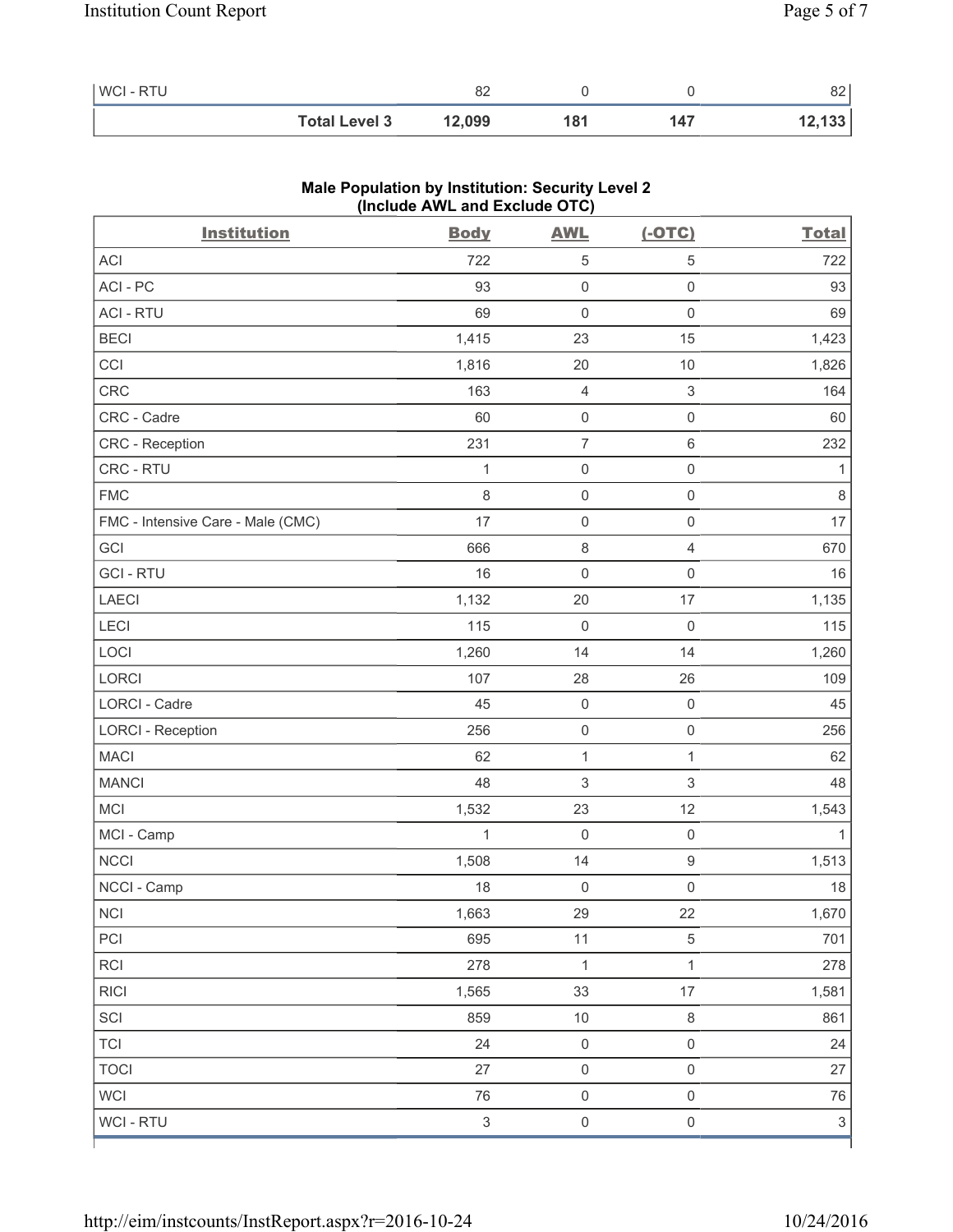| WCI - RTU | 82 | 0 | 0 | 82 |
|---|---|---|---|---|
| **Total Level 3** | **12,099** | **181** | **147** | **12,133** |

**Male Population by Institution: Security Level 2**
**(Include AWL and Exclude OTC)**

| Institution | Body | AWL | (-OTC) | Total |
|---|---|---|---|---|
| ACI | 722 | 5 | 5 | 722 |
| ACI - PC | 93 | 0 | 0 | 93 |
| ACI - RTU | 69 | 0 | 0 | 69 |
| BECI | 1,415 | 23 | 15 | 1,423 |
| CCI | 1,816 | 20 | 10 | 1,826 |
| CRC | 163 | 4 | 3 | 164 |
| CRC - Cadre | 60 | 0 | 0 | 60 |
| CRC - Reception | 231 | 7 | 6 | 232 |
| CRC - RTU | 1 | 0 | 0 | 1 |
| FMC | 8 | 0 | 0 | 8 |
| FMC - Intensive Care - Male (CMC) | 17 | 0 | 0 | 17 |
| GCI | 666 | 8 | 4 | 670 |
| GCI - RTU | 16 | 0 | 0 | 16 |
| LAECI | 1,132 | 20 | 17 | 1,135 |
| LECI | 115 | 0 | 0 | 115 |
| LOCI | 1,260 | 14 | 14 | 1,260 |
| LORCI | 107 | 28 | 26 | 109 |
| LORCI - Cadre | 45 | 0 | 0 | 45 |
| LORCI - Reception | 256 | 0 | 0 | 256 |
| MACI | 62 | 1 | 1 | 62 |
| MANCI | 48 | 3 | 3 | 48 |
| MCI | 1,532 | 23 | 12 | 1,543 |
| MCI - Camp | 1 | 0 | 0 | 1 |
| NCCI | 1,508 | 14 | 9 | 1,513 |
| NCCI - Camp | 18 | 0 | 0 | 18 |
| NCI | 1,663 | 29 | 22 | 1,670 |
| PCI | 695 | 11 | 5 | 701 |
| RCI | 278 | 1 | 1 | 278 |
| RICI | 1,565 | 33 | 17 | 1,581 |
| SCI | 859 | 10 | 8 | 861 |
| TCI | 24 | 0 | 0 | 24 |
| TOCI | 27 | 0 | 0 | 27 |
| WCI | 76 | 0 | 0 | 76 |
| WCI - RTU | 3 | 0 | 0 | 3 |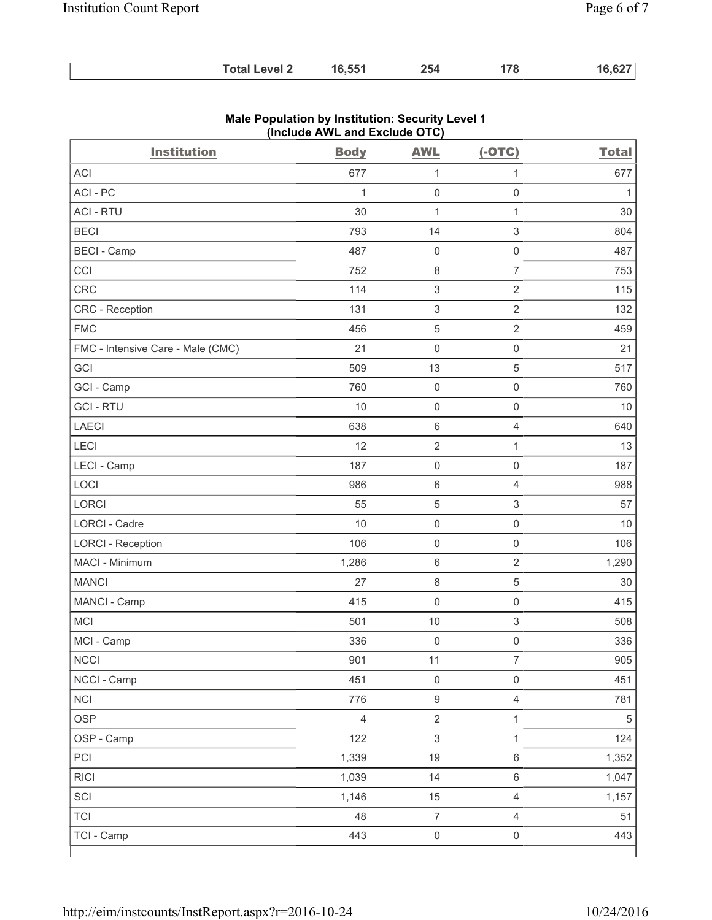| | | | | |
|---|---|---|---|---|
| **Total Level 2** | **16,551** | **254** | **178** | **16,627** |

## Male Population by Institution: Security Level 1 (Include AWL and Exclude OTC)

| Institution | Body | AWL | (-OTC) | Total |
|---|---|---|---|---|
| ACI | 677 | 1 | 1 | 677 |
| ACI - PC | 1 | 0 | 0 | 1 |
| ACI - RTU | 30 | 1 | 1 | 30 |
| BECI | 793 | 14 | 3 | 804 |
| BECI - Camp | 487 | 0 | 0 | 487 |
| CCI | 752 | 8 | 7 | 753 |
| CRC | 114 | 3 | 2 | 115 |
| CRC - Reception | 131 | 3 | 2 | 132 |
| FMC | 456 | 5 | 2 | 459 |
| FMC - Intensive Care - Male (CMC) | 21 | 0 | 0 | 21 |
| GCI | 509 | 13 | 5 | 517 |
| GCI - Camp | 760 | 0 | 0 | 760 |
| GCI - RTU | 10 | 0 | 0 | 10 |
| LAECI | 638 | 6 | 4 | 640 |
| LECI | 12 | 2 | 1 | 13 |
| LECI - Camp | 187 | 0 | 0 | 187 |
| LOCI | 986 | 6 | 4 | 988 |
| LORCI | 55 | 5 | 3 | 57 |
| LORCI - Cadre | 10 | 0 | 0 | 10 |
| LORCI - Reception | 106 | 0 | 0 | 106 |
| MACI - Minimum | 1,286 | 6 | 2 | 1,290 |
| MANCI | 27 | 8 | 5 | 30 |
| MANCI - Camp | 415 | 0 | 0 | 415 |
| MCI | 501 | 10 | 3 | 508 |
| MCI - Camp | 336 | 0 | 0 | 336 |
| NCCI | 901 | 11 | 7 | 905 |
| NCCI - Camp | 451 | 0 | 0 | 451 |
| NCI | 776 | 9 | 4 | 781 |
| OSP | 4 | 2 | 1 | 5 |
| OSP - Camp | 122 | 3 | 1 | 124 |
| PCI | 1,339 | 19 | 6 | 1,352 |
| RICI | 1,039 | 14 | 6 | 1,047 |
| SCI | 1,146 | 15 | 4 | 1,157 |
| TCI | 48 | 7 | 4 | 51 |
| TCI - Camp | 443 | 0 | 0 | 443 |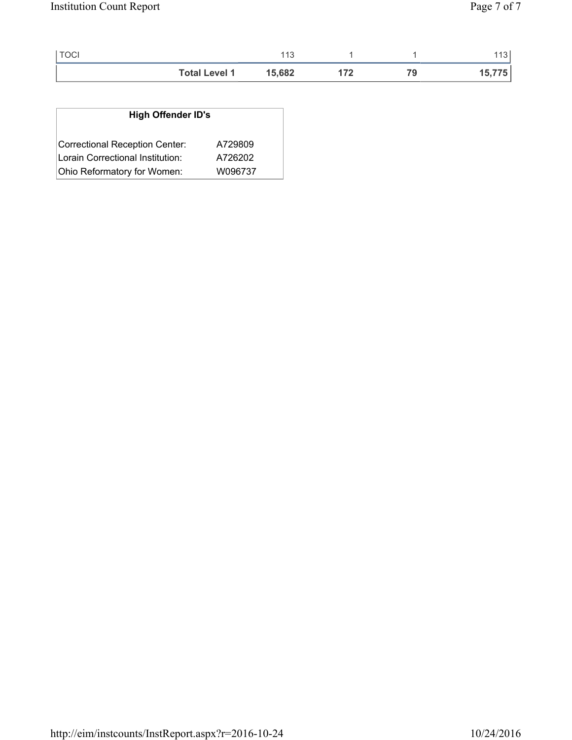| | | | | |
|---|---|---|---|---|
| TOCI | 113 | 1 | 1 | 113 |
| **Total Level 1** | **15,682** | **172** | **79** | **15,775** |

| **High Offender ID's** | |
|---|---|
| Correctional Reception Center: | A729809 |
| Lorain Correctional Institution: | A726202 |
| Ohio Reformatory for Women: | W096737 |